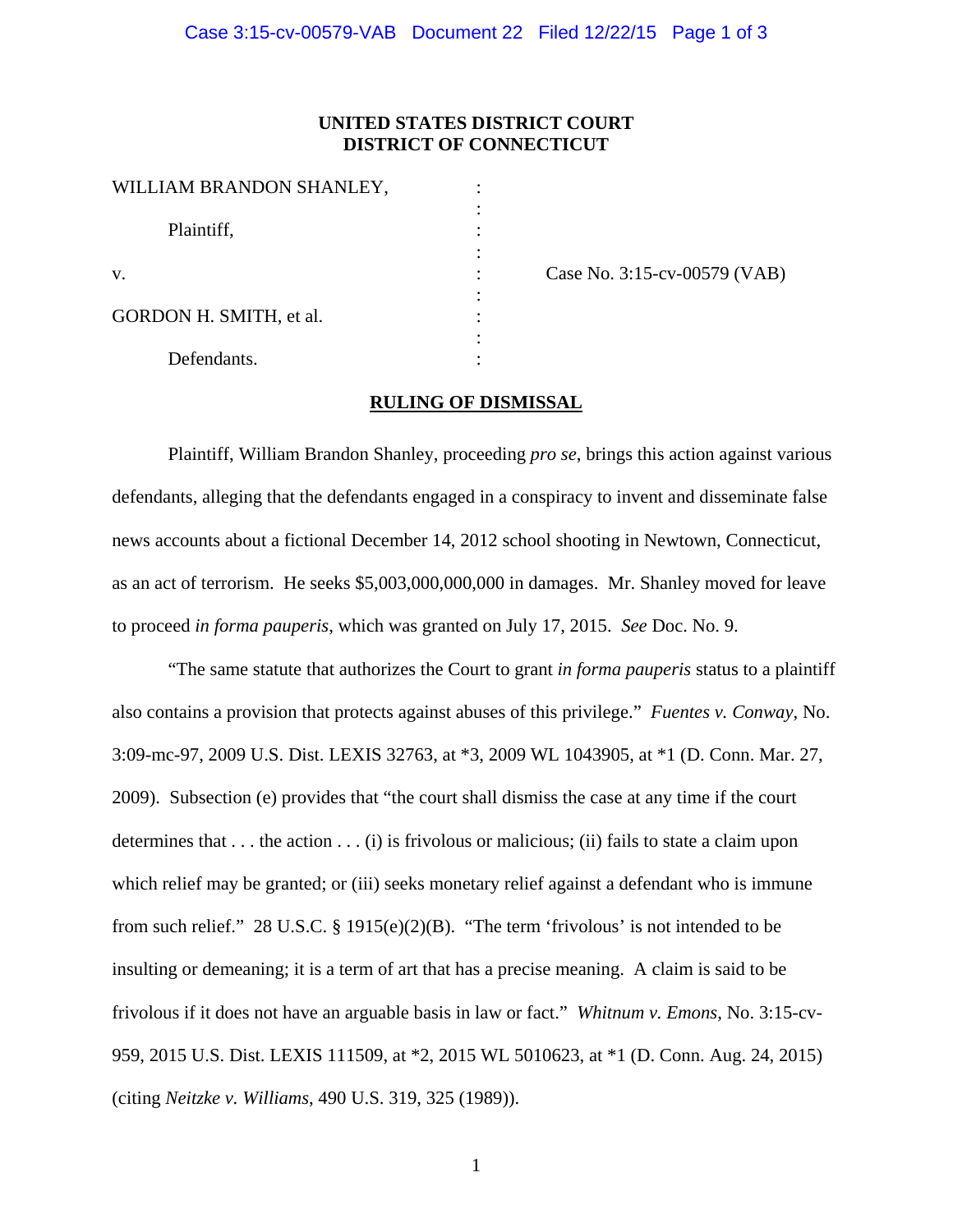**UNITED STATES DISTRICT COURT**
**DISTRICT OF CONNECTICUT**

| | | |
|---|---|---|
| WILLIAM BRANDON SHANLEY, | : | |
| Plaintiff, | : | |
| v. | : | Case No. 3:15-cv-00579 (VAB) |
| GORDON H. SMITH, et al. | : | |
| Defendants. | : | |

**RULING OF DISMISSAL**

Plaintiff, William Brandon Shanley, proceeding *pro se*, brings this action against various defendants, alleging that the defendants engaged in a conspiracy to invent and disseminate false news accounts about a fictional December 14, 2012 school shooting in Newtown, Connecticut, as an act of terrorism. He seeks $5,003,000,000,000 in damages. Mr. Shanley moved for leave to proceed *in forma pauperis*, which was granted on July 17, 2015. *See* Doc. No. 9.

"The same statute that authorizes the Court to grant *in forma pauperis* status to a plaintiff also contains a provision that protects against abuses of this privilege." *Fuentes v. Conway*, No. 3:09-mc-97, 2009 U.S. Dist. LEXIS 32763, at *3, 2009 WL 1043905, at *1 (D. Conn. Mar. 27, 2009). Subsection (e) provides that "the court shall dismiss the case at any time if the court determines that . . . the action . . . (i) is frivolous or malicious; (ii) fails to state a claim upon which relief may be granted; or (iii) seeks monetary relief against a defendant who is immune from such relief." 28 U.S.C. § 1915(e)(2)(B). "The term 'frivolous' is not intended to be insulting or demeaning; it is a term of art that has a precise meaning. A claim is said to be frivolous if it does not have an arguable basis in law or fact." *Whitnum v. Emons*, No. 3:15-cv-959, 2015 U.S. Dist. LEXIS 111509, at *2, 2015 WL 5010623, at *1 (D. Conn. Aug. 24, 2015) (citing *Neitzke v. Williams*, 490 U.S. 319, 325 (1989)).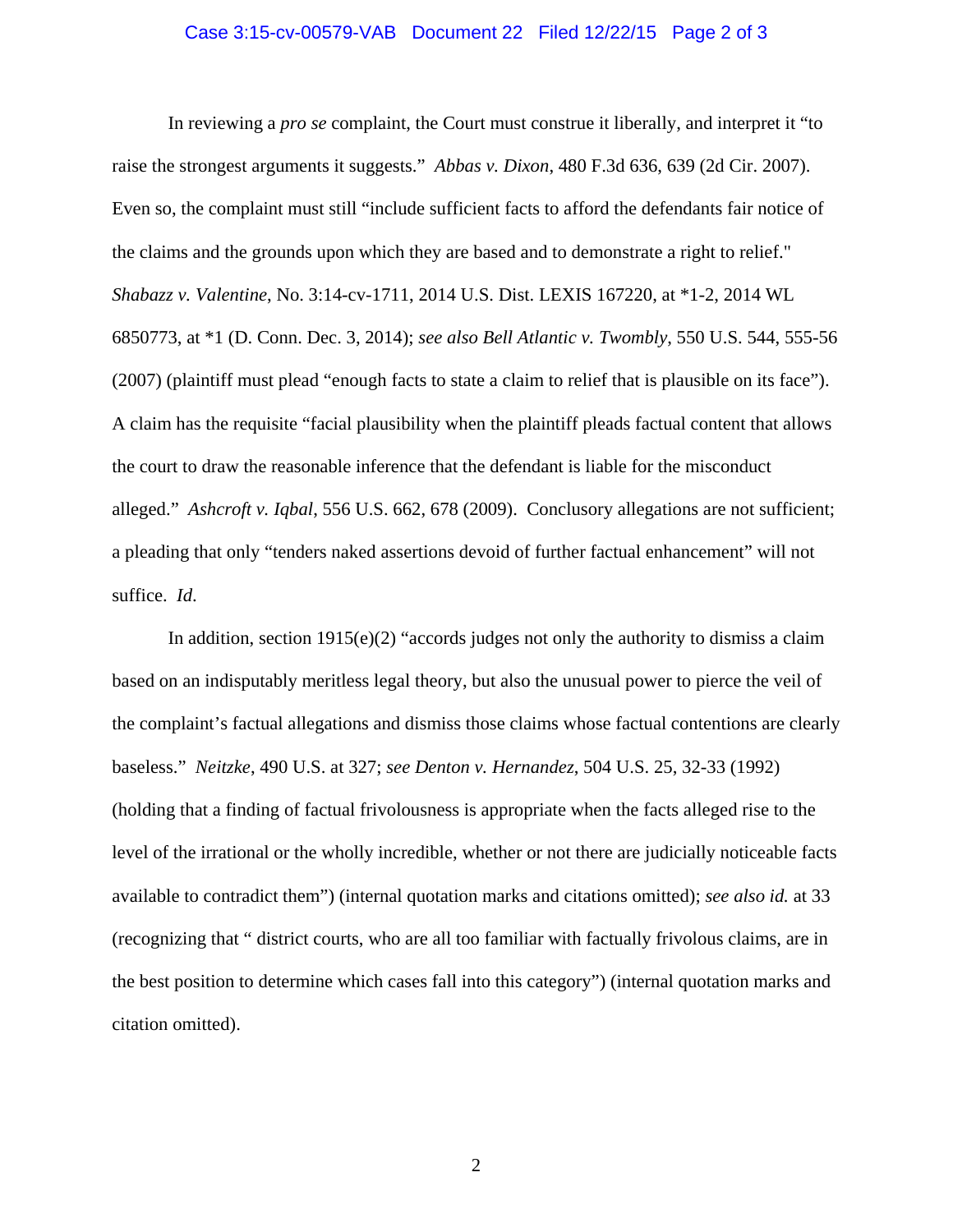In reviewing a *pro se* complaint, the Court must construe it liberally, and interpret it "to raise the strongest arguments it suggests." *Abbas v. Dixon*, 480 F.3d 636, 639 (2d Cir. 2007). Even so, the complaint must still "include sufficient facts to afford the defendants fair notice of the claims and the grounds upon which they are based and to demonstrate a right to relief." *Shabazz v. Valentine*, No. 3:14-cv-1711, 2014 U.S. Dist. LEXIS 167220, at *1-2, 2014 WL 6850773, at *1 (D. Conn. Dec. 3, 2014); *see also Bell Atlantic v. Twombly*, 550 U.S. 544, 555-56 (2007) (plaintiff must plead "enough facts to state a claim to relief that is plausible on its face"). A claim has the requisite "facial plausibility when the plaintiff pleads factual content that allows the court to draw the reasonable inference that the defendant is liable for the misconduct alleged." *Ashcroft v. Iqbal*, 556 U.S. 662, 678 (2009). Conclusory allegations are not sufficient; a pleading that only "tenders naked assertions devoid of further factual enhancement" will not suffice. *Id*.

In addition, section 1915(e)(2) "accords judges not only the authority to dismiss a claim based on an indisputably meritless legal theory, but also the unusual power to pierce the veil of the complaint's factual allegations and dismiss those claims whose factual contentions are clearly baseless." *Neitzke*, 490 U.S. at 327; *see Denton v. Hernandez*, 504 U.S. 25, 32-33 (1992) (holding that a finding of factual frivolousness is appropriate when the facts alleged rise to the level of the irrational or the wholly incredible, whether or not there are judicially noticeable facts available to contradict them") (internal quotation marks and citations omitted); *see also id.* at 33 (recognizing that " district courts, who are all too familiar with factually frivolous claims, are in the best position to determine which cases fall into this category") (internal quotation marks and citation omitted).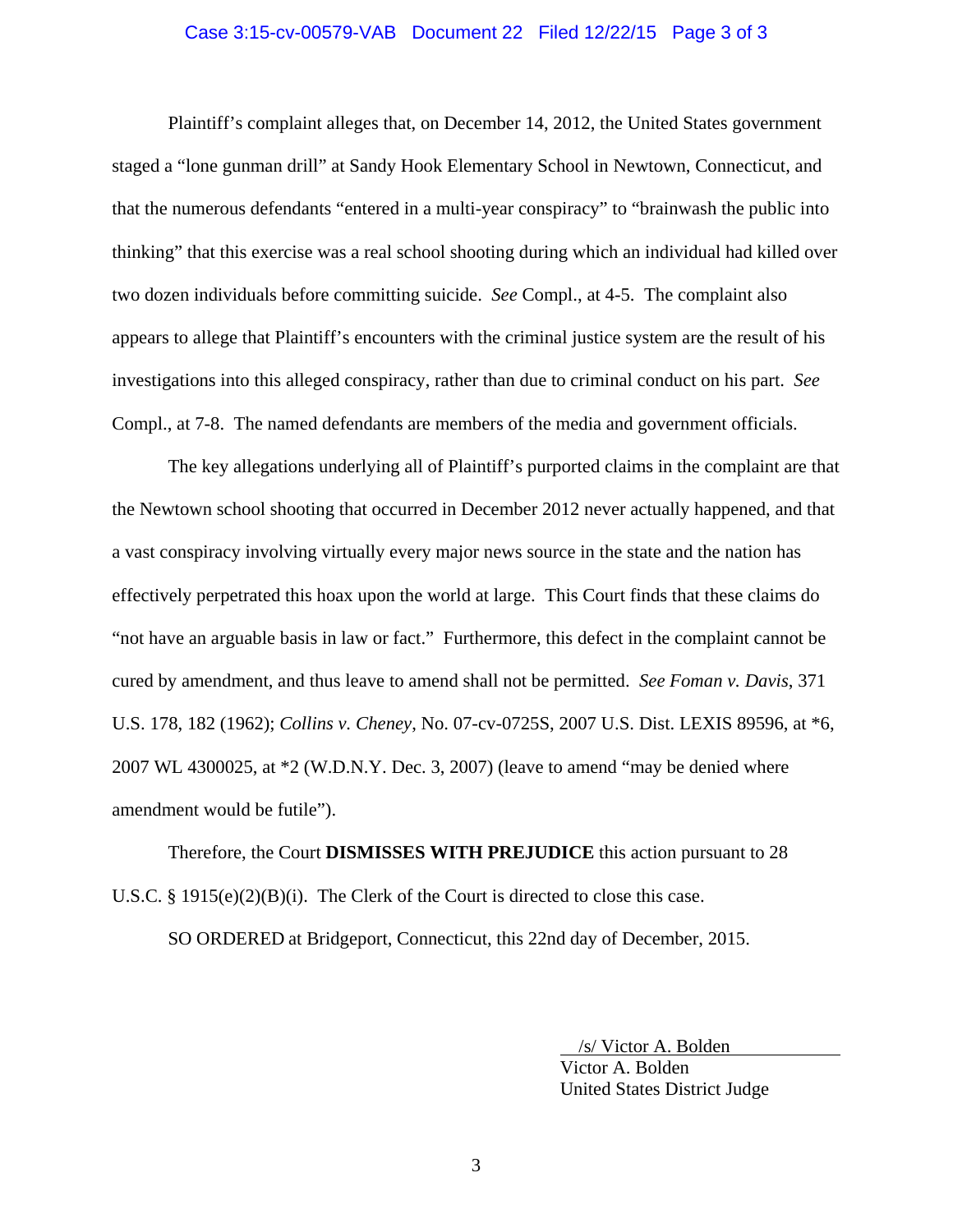Plaintiff's complaint alleges that, on December 14, 2012, the United States government staged a "lone gunman drill" at Sandy Hook Elementary School in Newtown, Connecticut, and that the numerous defendants "entered in a multi-year conspiracy" to "brainwash the public into thinking" that this exercise was a real school shooting during which an individual had killed over two dozen individuals before committing suicide. *See* Compl., at 4-5. The complaint also appears to allege that Plaintiff's encounters with the criminal justice system are the result of his investigations into this alleged conspiracy, rather than due to criminal conduct on his part. *See* Compl., at 7-8. The named defendants are members of the media and government officials.

The key allegations underlying all of Plaintiff's purported claims in the complaint are that the Newtown school shooting that occurred in December 2012 never actually happened, and that a vast conspiracy involving virtually every major news source in the state and the nation has effectively perpetrated this hoax upon the world at large. This Court finds that these claims do "not have an arguable basis in law or fact." Furthermore, this defect in the complaint cannot be cured by amendment, and thus leave to amend shall not be permitted. *See Foman v. Davis*, 371 U.S. 178, 182 (1962); *Collins v. Cheney*, No. 07-cv-0725S, 2007 U.S. Dist. LEXIS 89596, at *6, 2007 WL 4300025, at *2 (W.D.N.Y. Dec. 3, 2007) (leave to amend "may be denied where amendment would be futile").

Therefore, the Court **DISMISSES WITH PREJUDICE** this action pursuant to 28 U.S.C. § 1915(e)(2)(B)(i). The Clerk of the Court is directed to close this case.

SO ORDERED at Bridgeport, Connecticut, this 22nd day of December, 2015.

/s/ Victor A. Bolden
Victor A. Bolden
United States District Judge